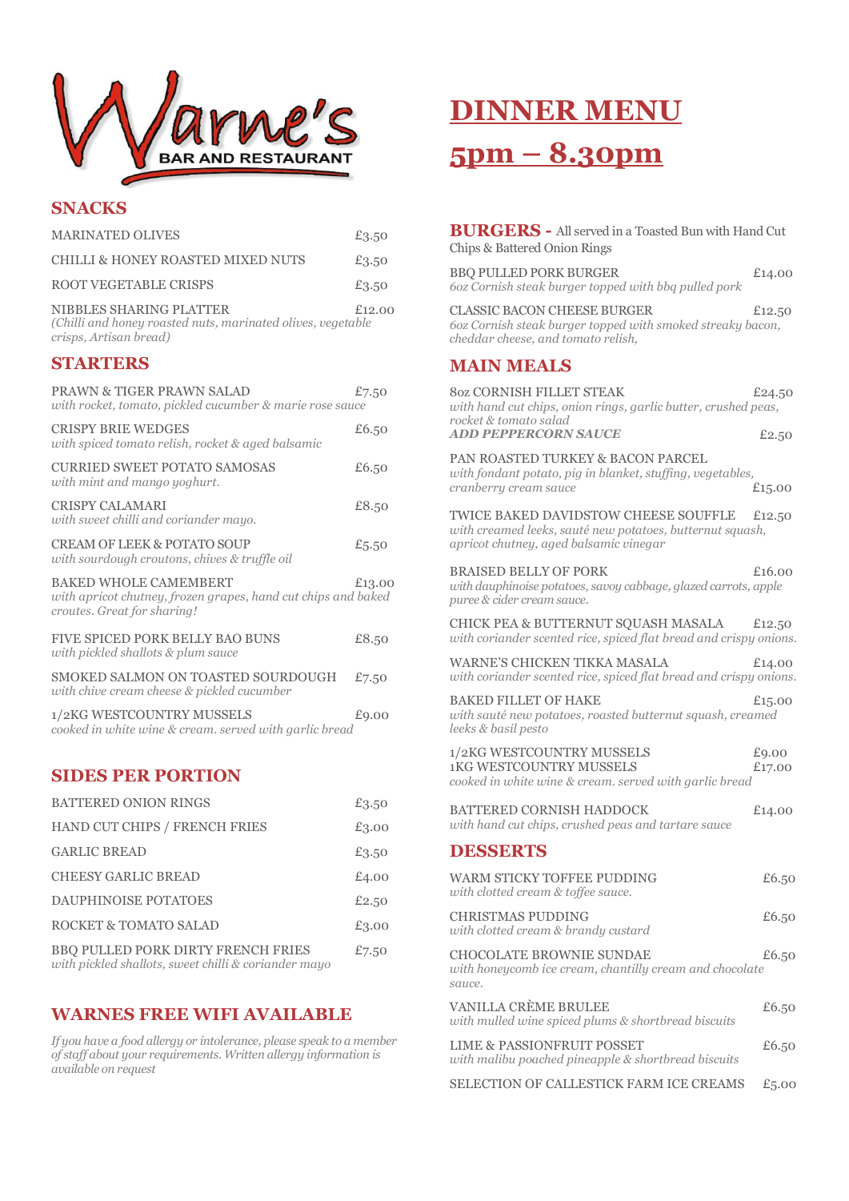# Warne's BAR AND RESTAURANT

# DINNER MENU

# 5pm – 8.30pm

## SNACKS

MARINATED OLIVES £3.50

CHILLI & HONEY ROASTED MIXED NUTS £3.50

ROOT VEGETABLE CRISPS £3.50

NIBBLES SHARING PLATTER £12.00
*(Chilli and honey roasted nuts, marinated olives, vegetable crisps, Artisan bread)*

## STARTERS

PRAWN & TIGER PRAWN SALAD £7.50
*with rocket, tomato, pickled cucumber & marie rose sauce*

CRISPY BRIE WEDGES £6.50
*with spiced tomato relish, rocket & aged balsamic*

CURRIED SWEET POTATO SAMOSAS £6.50
*with mint and mango yoghurt.*

CRISPY CALAMARI £8.50
*with sweet chilli and coriander mayo.*

CREAM OF LEEK & POTATO SOUP £5.50
*with sourdough croutons, chives & truffle oil*

BAKED WHOLE CAMEMBERT £13.00
*with apricot chutney, frozen grapes, hand cut chips and baked croutes. Great for sharing!*

FIVE SPICED PORK BELLY BAO BUNS £8.50
*with pickled shallots & plum sauce*

SMOKED SALMON ON TOASTED SOURDOUGH £7.50
*with chive cream cheese & pickled cucumber*

1/2KG WESTCOUNTRY MUSSELS £9.00
*cooked in white wine & cream. served with garlic bread*

## SIDES PER PORTION

BATTERED ONION RINGS £3.50

HAND CUT CHIPS / FRENCH FRIES £3.00

GARLIC BREAD £3.50

CHEESY GARLIC BREAD £4.00

DAUPHINOISE POTATOES £2.50

ROCKET & TOMATO SALAD £3.00

BBQ PULLED PORK DIRTY FRENCH FRIES £7.50
*with pickled shallots, sweet chilli & coriander mayo*

## WARNES FREE WIFI AVAILABLE

*If you have a food allergy or intolerance, please speak to a member of staff about your requirements. Written allergy information is available on request*

## BURGERS - All served in a Toasted Bun with Hand Cut Chips & Battered Onion Rings

BBQ PULLED PORK BURGER £14.00
*6oz Cornish steak burger topped with bbq pulled pork*

CLASSIC BACON CHEESE BURGER £12.50
*6oz Cornish steak burger topped with smoked streaky bacon, cheddar cheese, and tomato relish,*

## MAIN MEALS

8oz CORNISH FILLET STEAK £24.50
*with hand cut chips, onion rings, garlic butter, crushed peas, rocket & tomato salad*
***ADD PEPPERCORN SAUCE*** £2.50

PAN ROASTED TURKEY & BACON PARCEL £15.00
*with fondant potato, pig in blanket, stuffing, vegetables, cranberry cream sauce*

TWICE BAKED DAVIDSTOW CHEESE SOUFFLE £12.50
*with creamed leeks, sauté new potatoes, butternut squash, apricot chutney, aged balsamic vinegar*

BRAISED BELLY OF PORK £16.00
*with dauphinoise potatoes, savoy cabbage, glazed carrots, apple puree & cider cream sauce.*

CHICK PEA & BUTTERNUT SQUASH MASALA £12.50
*with coriander scented rice, spiced flat bread and crispy onions.*

WARNE'S CHICKEN TIKKA MASALA £14.00
*with coriander scented rice, spiced flat bread and crispy onions.*

BAKED FILLET OF HAKE £15.00
*with sauté new potatoes, roasted butternut squash, creamed leeks & basil pesto*

1/2KG WESTCOUNTRY MUSSELS £9.00
1KG WESTCOUNTRY MUSSELS £17.00
*cooked in white wine & cream. served with garlic bread*

BATTERED CORNISH HADDOCK £14.00
*with hand cut chips, crushed peas and tartare sauce*

## DESSERTS

WARM STICKY TOFFEE PUDDING £6.50
*with clotted cream & toffee sauce.*

CHRISTMAS PUDDING £6.50
*with clotted cream & brandy custard*

CHOCOLATE BROWNIE SUNDAE £6.50
*with honeycomb ice cream, chantilly cream and chocolate sauce.*

VANILLA CRÈME BRULEE £6.50
*with mulled wine spiced plums & shortbread biscuits*

LIME & PASSIONFRUIT POSSET £6.50
*with malibu poached pineapple & shortbread biscuits*

SELECTION OF CALLESTICK FARM ICE CREAMS £5.00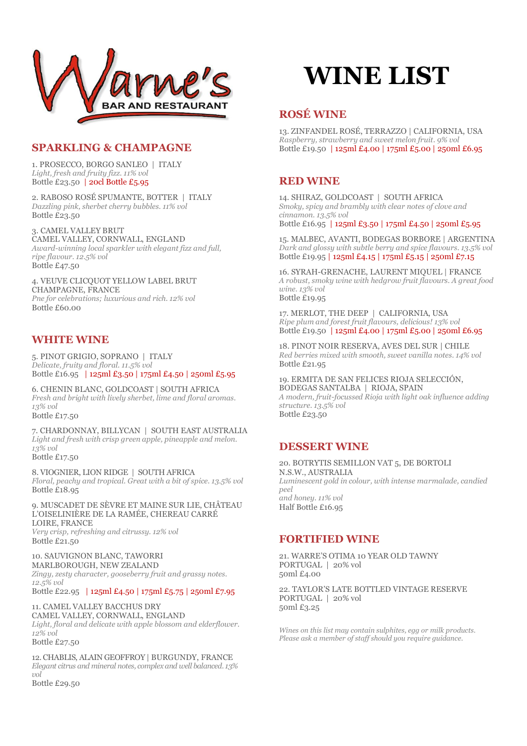Warne's BAR AND RESTAURANT

# WINE LIST

## SPARKLING & CHAMPAGNE

1. PROSECCO, BORGO SANLEO | ITALY
*Light, fresh and fruity fizz. 11% vol*
Bottle £23.50 | 20cl Bottle £5.95

2. RABOSO ROSÉ SPUMANTE, BOTTER | ITALY
*Dazzling pink, sherbet cherry bubbles. 11% vol*
Bottle £23.50

3. CAMEL VALLEY BRUT
CAMEL VALLEY, CORNWALL, ENGLAND
*Award-winning local sparkler with elegant fizz and full, ripe flavour. 12.5% vol*
Bottle £47.50

4. VEUVE CLICQUOT YELLOW LABEL BRUT
CHAMPAGNE, FRANCE
*Pne for celebrations; luxurious and rich. 12% vol*
Bottle £60.00

## WHITE WINE

5. PINOT GRIGIO, SOPRANO | ITALY
*Delicate, fruity and floral. 11.5% vol*
Bottle £16.95 | 125ml £3.50 | 175ml £4.50 | 250ml £5.95

6. CHENIN BLANC, GOLDCOAST | SOUTH AFRICA
*Fresh and bright with lively sherbet, lime and floral aromas. 13% vol*
Bottle £17.50

7. CHARDONNAY, BILLYCAN | SOUTH EAST AUSTRALIA
*Light and fresh with crisp green apple, pineapple and melon. 13% vol*
Bottle £17.50

8. VIOGNIER, LION RIDGE | SOUTH AFRICA
*Floral, peachy and tropical. Great with a bit of spice. 13.5% vol*
Bottle £18.95

9. MUSCADET DE SÈVRE ET MAINE SUR LIE, CHÂTEAU L'OISELINIÈRE DE LA RAMÉE, CHEREAU CARRÉ
LOIRE, FRANCE
*Very crisp, refreshing and citrussy. 12% vol*
Bottle £21.50

10. SAUVIGNON BLANC, TAWORRI
MARLBOROUGH, NEW ZEALAND
*Zingy, zesty character, gooseberry fruit and grassy notes. 12.5% vol*
Bottle £22.95 | 125ml £4.50 | 175ml £5.75 | 250ml £7.95

11. CAMEL VALLEY BACCHUS DRY
CAMEL VALLEY, CORNWALL, ENGLAND
*Light, floral and delicate with apple blossom and elderflower. 12% vol*
Bottle £27.50

12. CHABLIS, ALAIN GEOFFROY | BURGUNDY, FRANCE
*Elegant citrus and mineral notes, complex and well balanced. 13% vol*
Bottle £29.50

## ROSÉ WINE

13. ZINFANDEL ROSÉ, TERRAZZO | CALIFORNIA, USA
*Raspberry, strawberry and sweet melon fruit. 9% vol*
Bottle £19.50 | 125ml £4.00 | 175ml £5.00 | 250ml £6.95

## RED WINE

14. SHIRAZ, GOLDCOAST | SOUTH AFRICA
*Smoky, spicy and brambly with clear notes of clove and cinnamon. 13.5% vol*
Bottle £16.95 | 125ml £3.50 | 175ml £4.50 | 250ml £5.95

15. MALBEC, AVANTI, BODEGAS BORBORE | ARGENTINA
*Dark and glossy with subtle berry and spice flavours. 13.5% vol*
Bottle £19.95 | 125ml £4.15 | 175ml £5.15 | 250ml £7.15

16. SYRAH-GRENACHE, LAURENT MIQUEL | FRANCE
*A robust, smoky wine with hedgrow fruit flavours. A great food wine. 13% vol*
Bottle £19.95

17. MERLOT, THE DEEP | CALIFORNIA, USA
*Ripe plum and forest fruit flavours, delicious! 13% vol*
Bottle £19.50 | 125ml £4.00 | 175ml £5.00 | 250ml £6.95

18. PINOT NOIR RESERVA, AVES DEL SUR | CHILE
*Red berries mixed with smooth, sweet vanilla notes. 14% vol*
Bottle £21.95

19. ERMITA DE SAN FELICES RIOJA SELECCIÓN, BODEGAS SANTALBA | RIOJA, SPAIN
*A modern, fruit-focussed Rioja with light oak influence adding structure. 13.5% vol*
Bottle £23.50

## DESSERT WINE

20. BOTRYTIS SEMILLON VAT 5, DE BORTOLI
N.S.W., AUSTRALIA
*Luminescent gold in colour, with intense marmalade, candied peel and honey. 11% vol*
Half Bottle £16.95

## FORTIFIED WINE

21. WARRE'S OTIMA 10 YEAR OLD TAWNY
PORTUGAL | 20% vol
50ml £4.00

22. TAYLOR'S LATE BOTTLED VINTAGE RESERVE
PORTUGAL | 20% vol
50ml £3.25

*Wines on this list may contain sulphites, egg or milk products. Please ask a member of staff should you require guidance.*